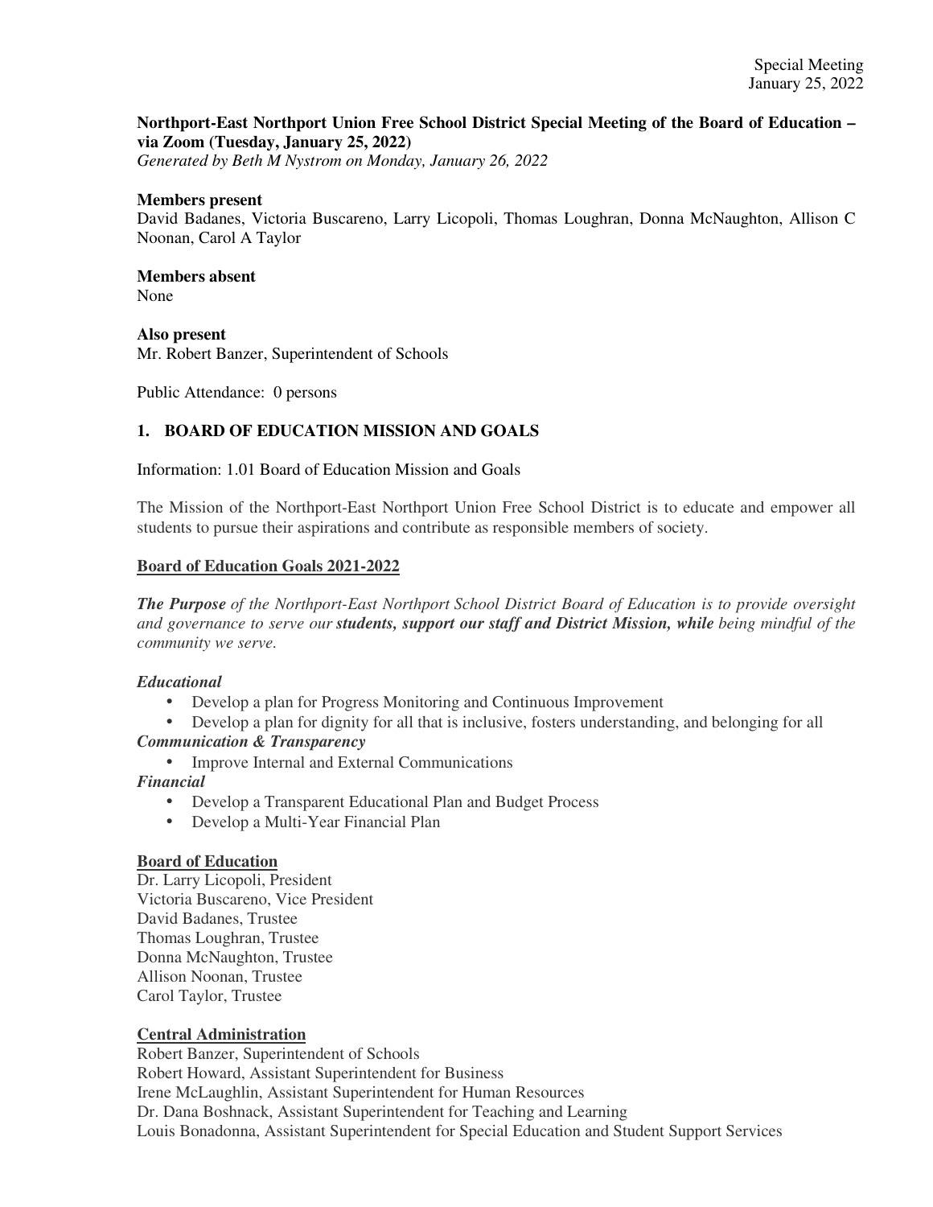Special Meeting
January 25, 2022

**Northport-East Northport Union Free School District Special Meeting of the Board of Education – via Zoom (Tuesday, January 25, 2022)**
*Generated by Beth M Nystrom on Monday, January 26, 2022*

**Members present**
David Badanes, Victoria Buscareno, Larry Licopoli, Thomas Loughran, Donna McNaughton, Allison C Noonan, Carol A Taylor

**Members absent**
None

**Also present**
Mr. Robert Banzer, Superintendent of Schools

Public Attendance: 0 persons

## 1. BOARD OF EDUCATION MISSION AND GOALS

Information: 1.01 Board of Education Mission and Goals

The Mission of the Northport-East Northport Union Free School District is to educate and empower all students to pursue their aspirations and contribute as responsible members of society.

**Board of Education Goals 2021-2022**

***The Purpose*** *of the Northport-East Northport School District Board of Education is to provide oversight and governance to serve our* ***students, support our staff and District Mission, while*** *being mindful of the community we serve.*

***Educational***

- Develop a plan for Progress Monitoring and Continuous Improvement
- Develop a plan for dignity for all that is inclusive, fosters understanding, and belonging for all

***Communication & Transparency***

- Improve Internal and External Communications

***Financial***

- Develop a Transparent Educational Plan and Budget Process
- Develop a Multi-Year Financial Plan

**Board of Education**
Dr. Larry Licopoli, President
Victoria Buscareno, Vice President
David Badanes, Trustee
Thomas Loughran, Trustee
Donna McNaughton, Trustee
Allison Noonan, Trustee
Carol Taylor, Trustee

**Central Administration**
Robert Banzer, Superintendent of Schools
Robert Howard, Assistant Superintendent for Business
Irene McLaughlin, Assistant Superintendent for Human Resources
Dr. Dana Boshnack, Assistant Superintendent for Teaching and Learning
Louis Bonadonna, Assistant Superintendent for Special Education and Student Support Services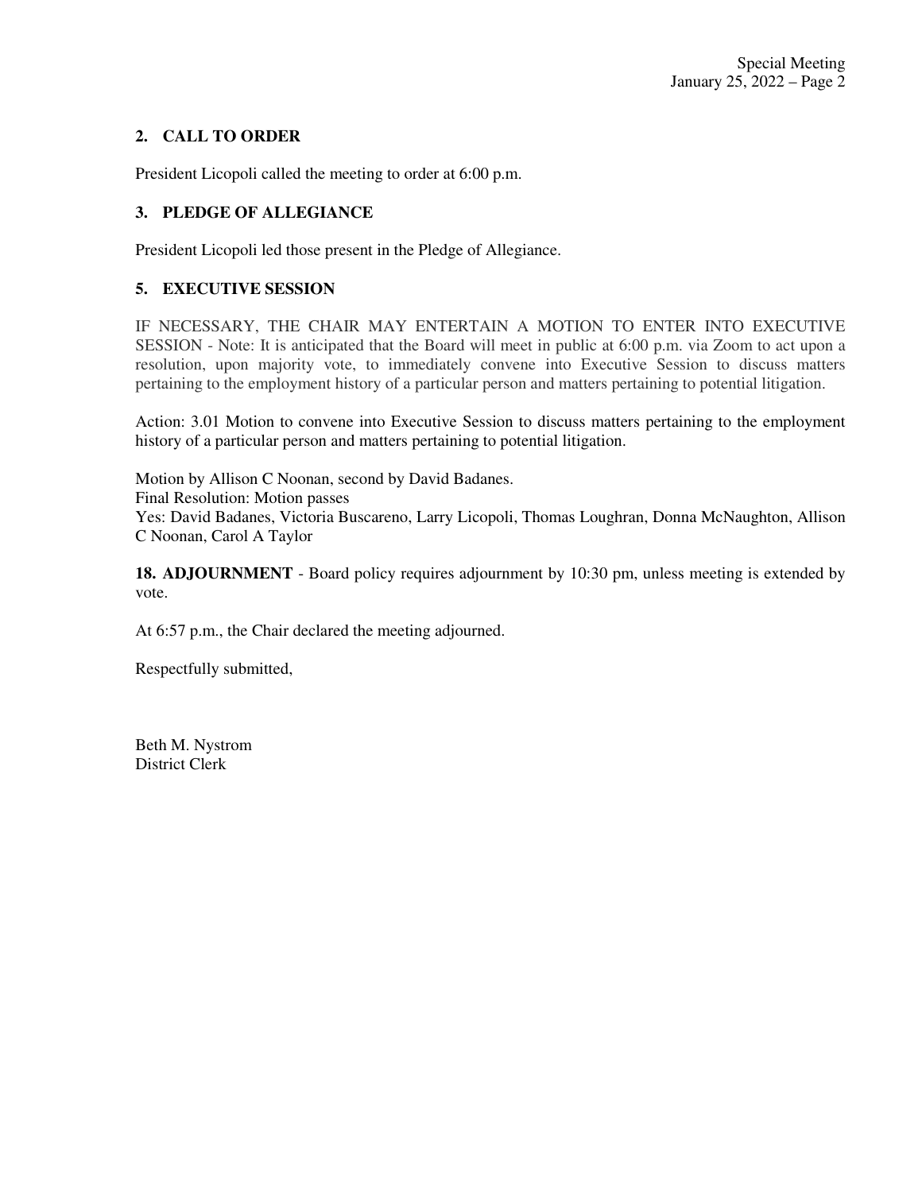## 2. CALL TO ORDER

President Licopoli called the meeting to order at 6:00 p.m.

## 3. PLEDGE OF ALLEGIANCE

President Licopoli led those present in the Pledge of Allegiance.

## 5. EXECUTIVE SESSION

IF NECESSARY, THE CHAIR MAY ENTERTAIN A MOTION TO ENTER INTO EXECUTIVE SESSION - Note: It is anticipated that the Board will meet in public at 6:00 p.m. via Zoom to act upon a resolution, upon majority vote, to immediately convene into Executive Session to discuss matters pertaining to the employment history of a particular person and matters pertaining to potential litigation.

Action: 3.01 Motion to convene into Executive Session to discuss matters pertaining to the employment history of a particular person and matters pertaining to potential litigation.

Motion by Allison C Noonan, second by David Badanes.
Final Resolution: Motion passes
Yes: David Badanes, Victoria Buscareno, Larry Licopoli, Thomas Loughran, Donna McNaughton, Allison C Noonan, Carol A Taylor

**18. ADJOURNMENT** - Board policy requires adjournment by 10:30 pm, unless meeting is extended by vote.

At 6:57 p.m., the Chair declared the meeting adjourned.

Respectfully submitted,

Beth M. Nystrom
District Clerk